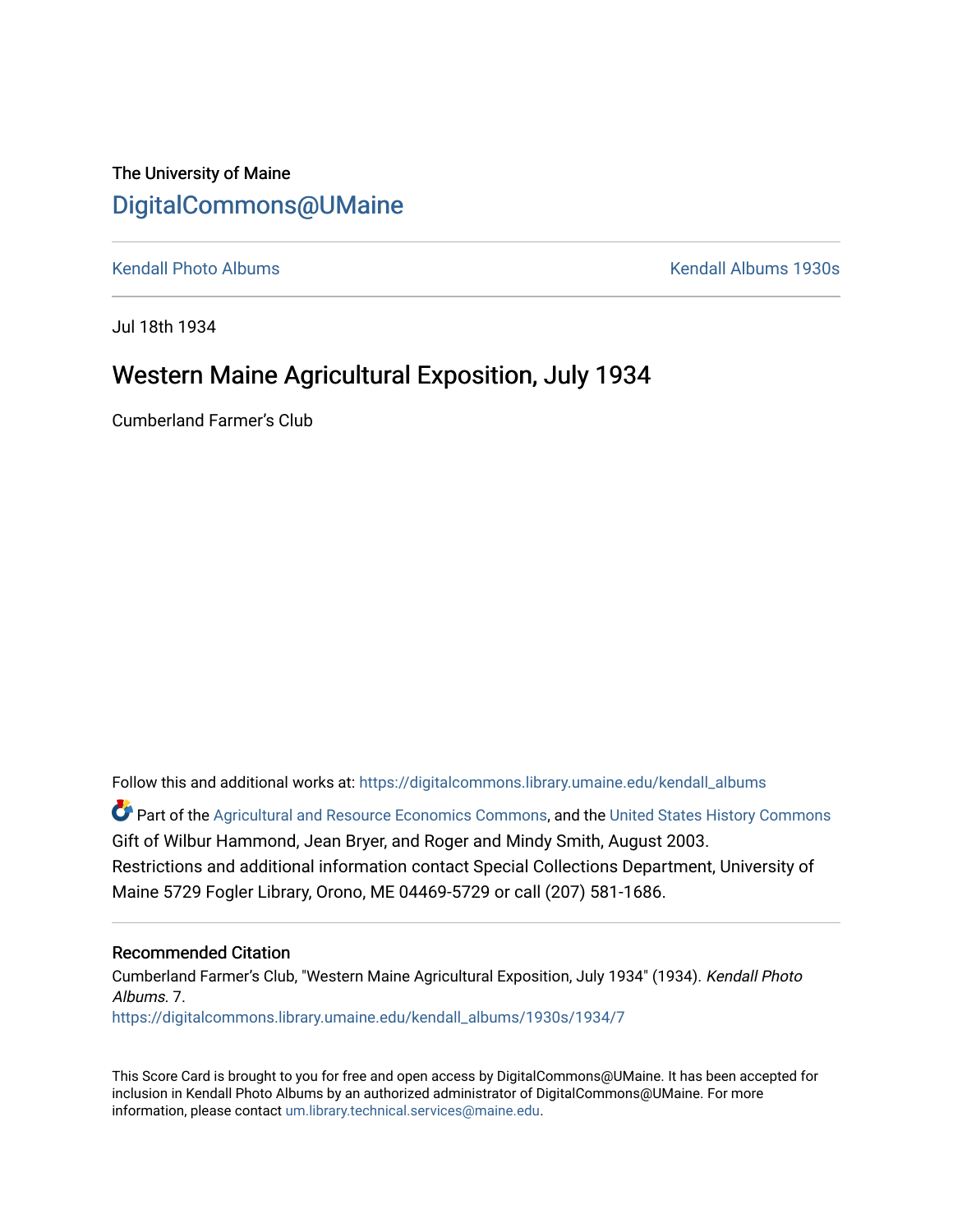The University of Maine

## DigitalCommons@UMaine

Kendall Photo Albums | Kendall Albums 1930s

Jul 18th 1934

# Western Maine Agricultural Exposition, July 1934

Cumberland Farmer's Club

Follow this and additional works at: https://digitalcommons.library.umaine.edu/kendall_albums

Part of the Agricultural and Resource Economics Commons, and the United States History Commons

Gift of Wilbur Hammond, Jean Bryer, and Roger and Mindy Smith, August 2003.

Restrictions and additional information contact Special Collections Department, University of Maine 5729 Fogler Library, Orono, ME 04469-5729 or call (207) 581-1686.

### Recommended Citation

Cumberland Farmer's Club, "Western Maine Agricultural Exposition, July 1934" (1934). *Kendall Photo Albums*. 7.

https://digitalcommons.library.umaine.edu/kendall_albums/1930s/1934/7

This Score Card is brought to you for free and open access by DigitalCommons@UMaine. It has been accepted for inclusion in Kendall Photo Albums by an authorized administrator of DigitalCommons@UMaine. For more information, please contact um.library.technical.services@maine.edu.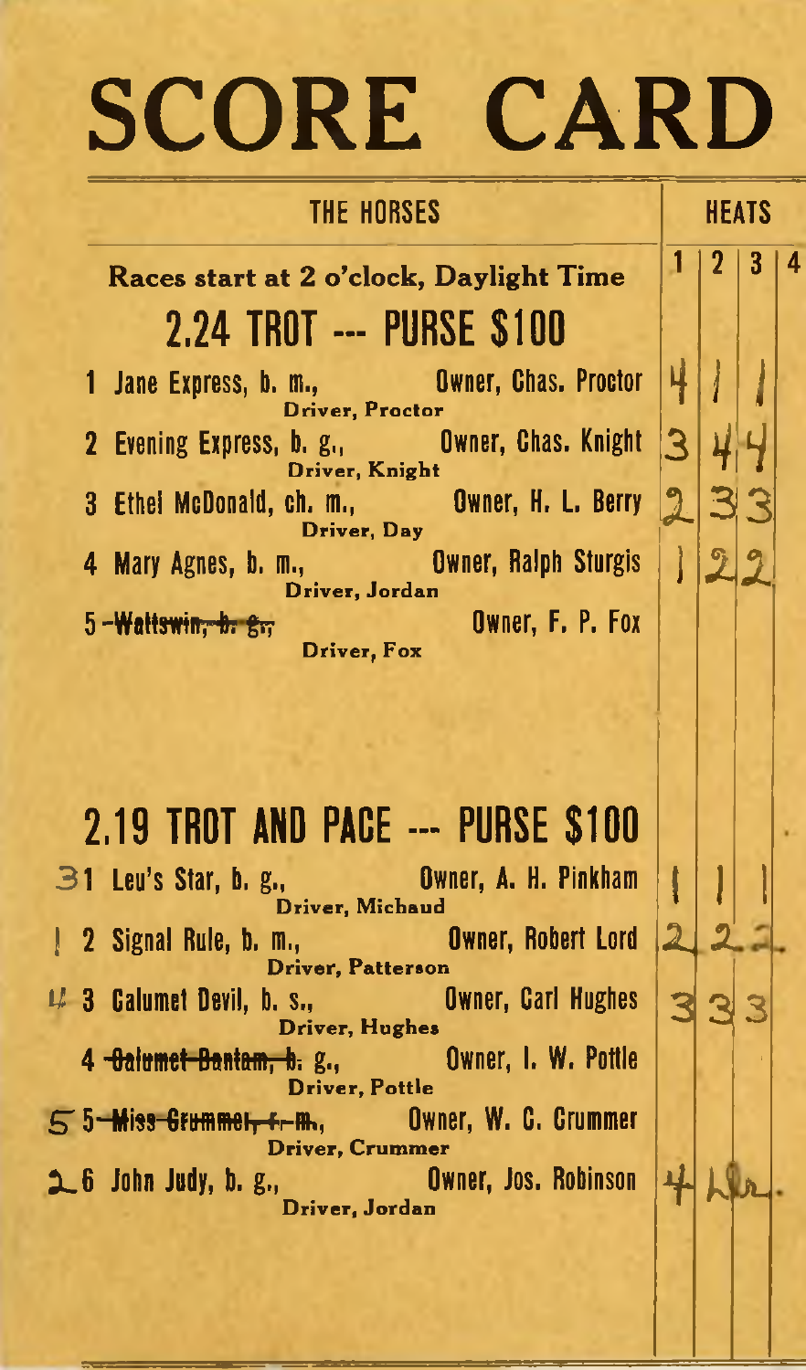# SCORE CARD

| THE HORSES | HEATS 1 | 2 | 3 | 4 |
|---|---|---|---|---|
| **Races start at 2 o'clock, Daylight Time** | | | | |
| **2.24 TROT --- PURSE $100** | | | | |
| 1 Jane Express, b. m., Owner, Chas. Proctor — Driver, Proctor | 4 | 1 | 1 | |
| 2 Evening Express, b. g., Owner, Chas. Knight — Driver, Knight | 3 | 4 | 4 | |
| 3 Ethel McDonald, ch. m., Owner, H. L. Berry — Driver, Day | 2 | 3 | 3 | |
| 4 Mary Agnes, b. m., Owner, Ralph Sturgis — Driver, Jordan | 1 | 2 | 2 | |
| 5 ~~Wattswin, b. g.,~~ Owner, F. P. Fox — Driver, Fox | | | | |
| **2.19 TROT AND PACE --- PURSE $100** | | | | |
| 3 1 Leu's Star, b. g., Owner, A. H. Pinkham — Driver, Michaud | 1 | 1 | 1 | |
| 1 2 Signal Rule, b. m., Owner, Robert Lord — Driver, Patterson | 2 | 2 | 2 | |
| 4 3 Calumet Devil, b. s., Owner, Carl Hughes — Driver, Hughes | 3 | 3 | 3 | |
| 4 ~~Calumet Bantam, b.~~ g., Owner, I. W. Pottle — Driver, Pottle | | | | |
| 5 5 ~~Miss Grummel, r. m.,~~ Owner, W. C. Crummer — Driver, Crummer | | | | |
| 2 6 John Judy, b. g., Owner, Jos. Robinson — Driver, Jordan | 4 | Dr. | | |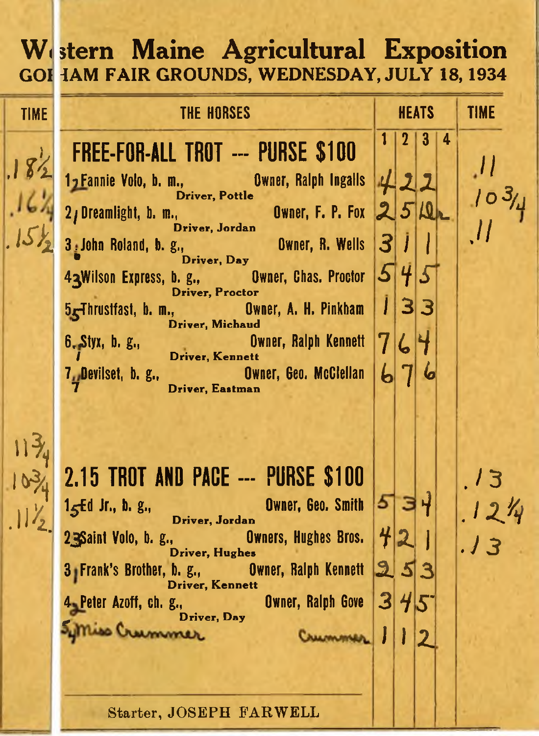# W stern Maine Agricultural Exposition

## GOI HAM FAIR GROUNDS, WEDNESDAY, JULY 18, 1934

| TIME | THE HORSES | HEATS 1 | 2 | 3 | 4 | TIME |
|---|---|---|---|---|---|---|
| | **FREE-FOR-ALL TROT --- PURSE $100** | | | | | |
| .18½ | 1 Fannie Volo, b. m., Owner, Ralph Ingalls — Driver, Pottle | 4 | 2 | 2 | | .11 |
| .16¼ | 2 Dreamlight, b. m., Owner, F. P. Fox — Driver, Jordan | 2 | 5 | dr. | | 10¾ |
| .15½ | 3 John Roland, b. g., Owner, R. Wells — Driver, Day | 3 | 1 | 1 | | .11 |
| | 4 Wilson Express, b. g., Owner, Chas. Proctor — Driver, Proctor | 5 | 4 | 5 | | |
| | 5 Thrustfast, b. m., Owner, A. H. Pinkham — Driver, Michaud | 1 | 3 | 3 | | |
| | 6 Styx, b. g., Owner, Ralph Kennett — Driver, Kennett | 7 | 6 | 4 | | |
| | 7 Devilset, b. g., Owner, Geo. McClellan — Driver, Eastman | 6 | 7 | 6 | | |
| 11¾ | | | | | | |
| 10¾ | **2.15 TROT AND PACE --- PURSE $100** | | | | | .13 |
| .11½ | 1 Ed Jr., b. g., Owner, Geo. Smith — Driver, Jordan | 5 | 3 | 4 | | .12¼ |
| | 2 Saint Volo, b. g., Owners, Hughes Bros. — Driver, Hughes | 4 | 2 | 1 | | .13 |
| | 3 Frank's Brother, b. g., Owner, Ralph Kennett — Driver, Kennett | 2 | 5 | 3 | | |
| | 4 Peter Azoff, ch. g., Owner, Ralph Gove — Driver, Day | 3 | 4 | 5 | | |
| | 5 Miss Crummer, Crummer | 1 | 1 | 2 | | |

Starter, JOSEPH FARWELL